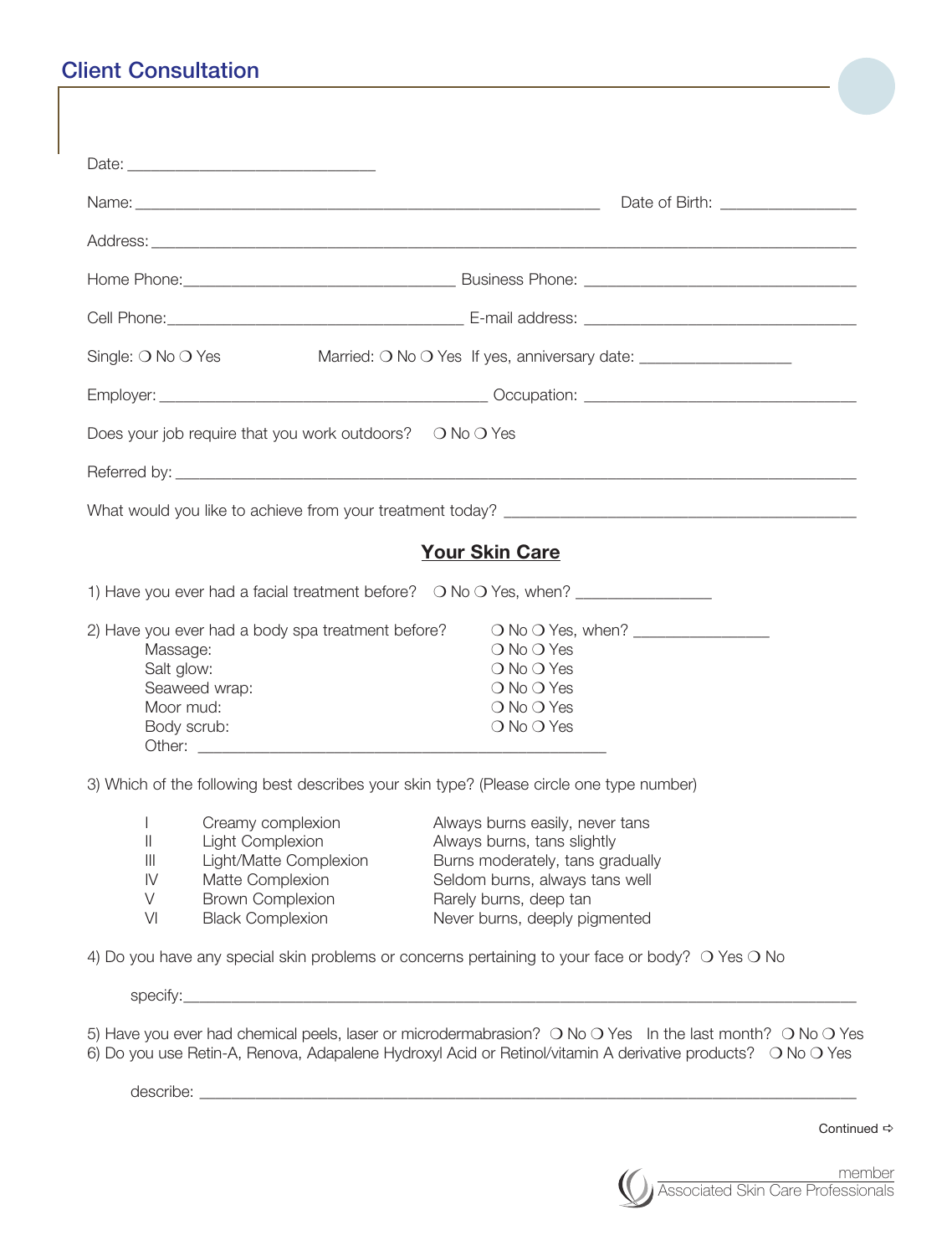# Client Consultation

Date: ______________________________

Name: ________________________________________________________ Date of Birth: ________________

Address: ____________________________________________________________________________________

Home Phone: ________________________________ Business Phone: _________________________________

Cell Phone: ___________________________________ E-mail address: _________________________________

Single: ❍ No ❍ Yes Married: ❍ No ❍ Yes If yes, anniversary date: __________________

Employer: ________________________________________ Occupation: _________________________________

Does your job require that you work outdoors? ❍ No ❍ Yes

Referred by: _________________________________________________________________________________

What would you like to achieve from your treatment today? ____________________________________________

## Your Skin Care

1) Have you ever had a facial treatment before? ❍ No ❍ Yes, when? ________________

2) Have you ever had a body spa treatment before? ❍ No ❍ Yes, when? ________________

- Massage: ❍ No ❍ Yes
- Salt glow: ❍ No ❍ Yes
- Seaweed wrap: ❍ No ❍ Yes
- Moor mud: ❍ No ❍ Yes
- Body scrub: ❍ No ❍ Yes
- Other: _________________________________________________

3) Which of the following best describes your skin type? (Please circle one type number)

| | | |
|---|---|---|
| I | Creamy complexion | Always burns easily, never tans |
| II | Light Complexion | Always burns, tans slightly |
| III | Light/Matte Complexion | Burns moderately, tans gradually |
| IV | Matte Complexion | Seldom burns, always tans well |
| V | Brown Complexion | Rarely burns, deep tan |
| VI | Black Complexion | Never burns, deeply pigmented |

4) Do you have any special skin problems or concerns pertaining to your face or body? ❍ Yes ❍ No

specify: ________________________________________________________________________________

5) Have you ever had chemical peels, laser or microdermabrasion? ❍ No ❍ Yes In the last month? ❍ No ❍ Yes

6) Do you use Retin-A, Renova, Adapalene Hydroxyl Acid or Retinol/vitamin A derivative products? ❍ No ❍ Yes

describe: _______________________________________________________________________________

Continued ⇨

member
Associated Skin Care Professionals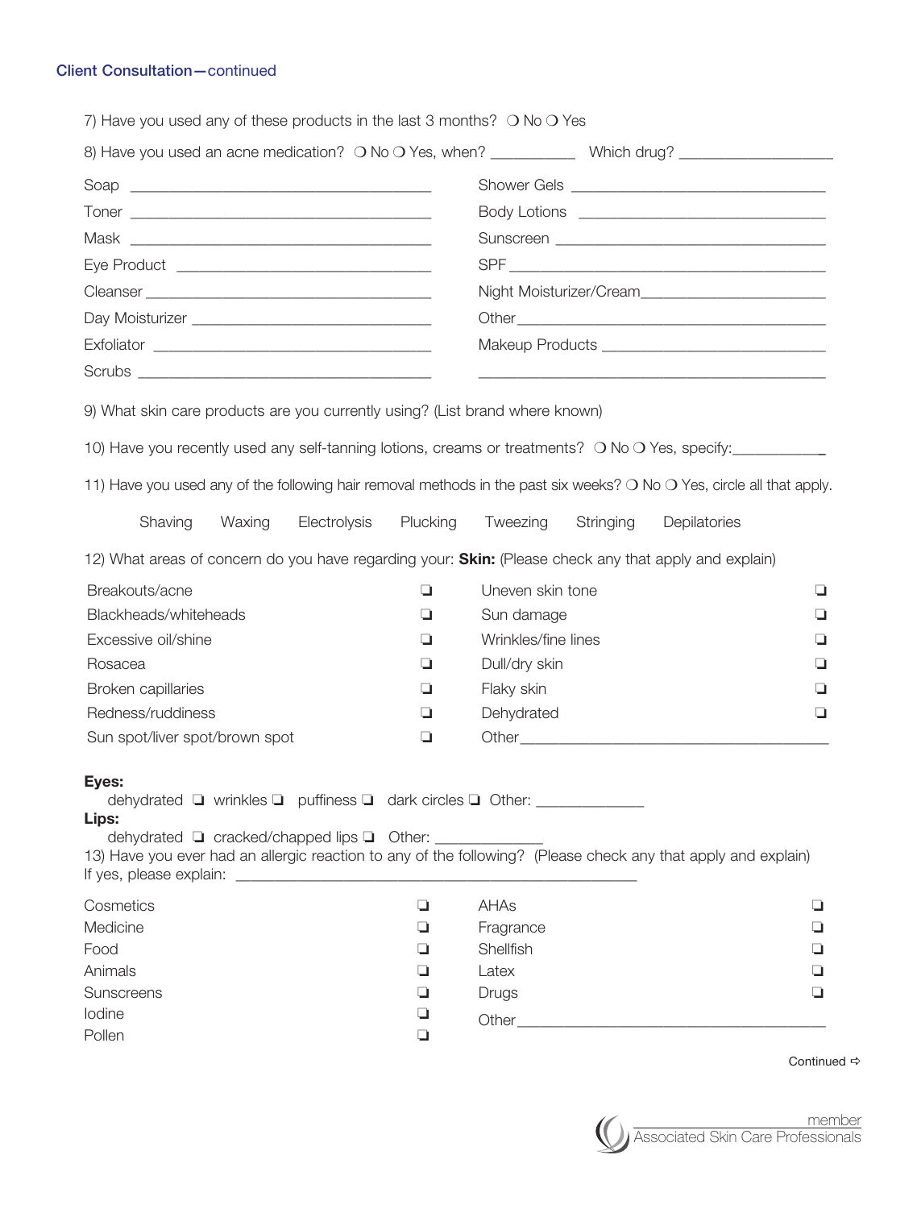## Client Consultation—continued

7) Have you used any of these products in the last 3 months? ❍ No ❍ Yes

8) Have you used an acne medication? ❍ No ❍ Yes, when? __________ Which drug? __________________

Soap ___________________________________

Toner ___________________________________

Mask ___________________________________

Eye Product ______________________________

Cleanser ________________________________

Day Moisturizer ___________________________

Exfoliator ________________________________

Scrubs __________________________________

Shower Gels ______________________________

Body Lotions ______________________________

Sunscreen ________________________________

SPF _____________________________________

Night Moisturizer/Cream_____________________

Other ____________________________________

Makeup Products ___________________________

_________________________________________

9) What skin care products are you currently using? (List brand where known)

10) Have you recently used any self-tanning lotions, creams or treatments? ❍ No ❍ Yes, specify:____________

11) Have you used any of the following hair removal methods in the past six weeks? ❍ No ❍ Yes, circle all that apply.

Shaving Waxing Electrolysis Plucking Tweezing Stringing Depilatories

12) What areas of concern do you have regarding your: **Skin:** (Please check any that apply and explain)

| | | | |
|---|---|---|---|
| Breakouts/acne | ❏ | Uneven skin tone | ❏ |
| Blackheads/whiteheads | ❏ | Sun damage | ❏ |
| Excessive oil/shine | ❏ | Wrinkles/fine lines | ❏ |
| Rosacea | ❏ | Dull/dry skin | ❏ |
| Broken capillaries | ❏ | Flaky skin | ❏ |
| Redness/ruddiness | ❏ | Dehydrated | ❏ |
| Sun spot/liver spot/brown spot | ❏ | Other________________________ | |

**Eyes:**
dehydrated ❏ wrinkles ❏ puffiness ❏ dark circles ❏ Other: _____________

**Lips:**
dehydrated ❏ cracked/chapped lips ❏ Other: _____________

13) Have you ever had an allergic reaction to any of the following? (Please check any that apply and explain)
If yes, please explain: ______________________________________________

| | | | |
|---|---|---|---|
| Cosmetics | ❏ | AHAs | ❏ |
| Medicine | ❏ | Fragrance | ❏ |
| Food | ❏ | Shellfish | ❏ |
| Animals | ❏ | Latex | ❏ |
| Sunscreens | ❏ | Drugs | ❏ |
| Iodine | ❏ | Other________________________ | |
| Pollen | ❏ | | |

Continued ⇨

member
Associated Skin Care Professionals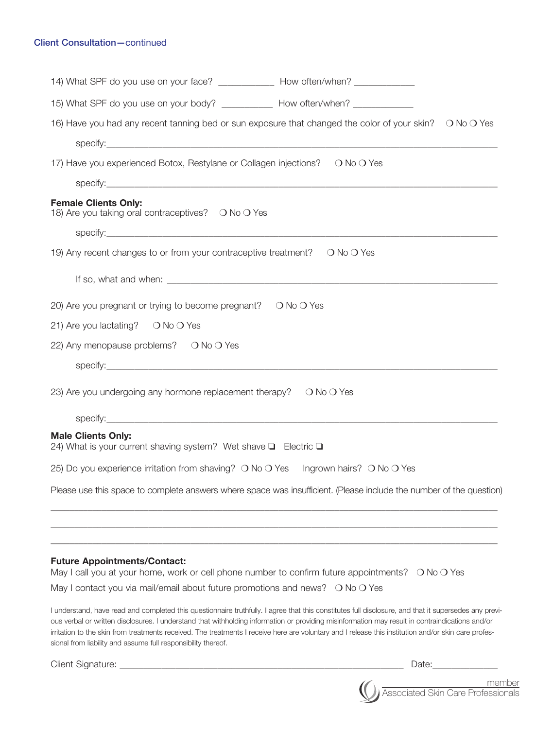## Client Consultation—continued

14) What SPF do you use on your face? ___________ How often/when? ____________

15) What SPF do you use on your body? __________ How often/when? ____________

16) Have you had any recent tanning bed or sun exposure that changed the color of your skin? ❍ No ❍ Yes

specify:___________________________________________________________________________

17) Have you experienced Botox, Restylane or Collagen injections? ❍ No ❍ Yes

specify:___________________________________________________________________________

**Female Clients Only:**

18) Are you taking oral contraceptives? ❍ No ❍ Yes

specify:___________________________________________________________________________

19) Any recent changes to or from your contraceptive treatment? ❍ No ❍ Yes

If so, what and when: ______________________________________________________________

20) Are you pregnant or trying to become pregnant? ❍ No ❍ Yes

21) Are you lactating? ❍ No ❍ Yes

22) Any menopause problems? ❍ No ❍ Yes

specify:___________________________________________________________________________

23) Are you undergoing any hormone replacement therapy? ❍ No ❍ Yes

specify:___________________________________________________________________________

**Male Clients Only:**

24) What is your current shaving system? Wet shave ❑ Electric ❑

25) Do you experience irritation from shaving? ❍ No ❍ Yes Ingrown hairs? ❍ No ❍ Yes

Please use this space to complete answers where space was insufficient. (Please include the number of the question)

_____________________________________________________________________________________

_____________________________________________________________________________________

_____________________________________________________________________________________

**Future Appointments/Contact:**

May I call you at your home, work or cell phone number to confirm future appointments? ❍ No ❍ Yes

May I contact you via mail/email about future promotions and news? ❍ No ❍ Yes

I understand, have read and completed this questionnaire truthfully. I agree that this constitutes full disclosure, and that it supersedes any previous verbal or written disclosures. I understand that withholding information or providing misinformation may result in contraindications and/or irritation to the skin from treatments received. The treatments I receive here are voluntary and I release this institution and/or skin care professional from liability and assume full responsibility thereof.

Client Signature: ___________________________________________________ Date:_____________

member
Associated Skin Care Professionals